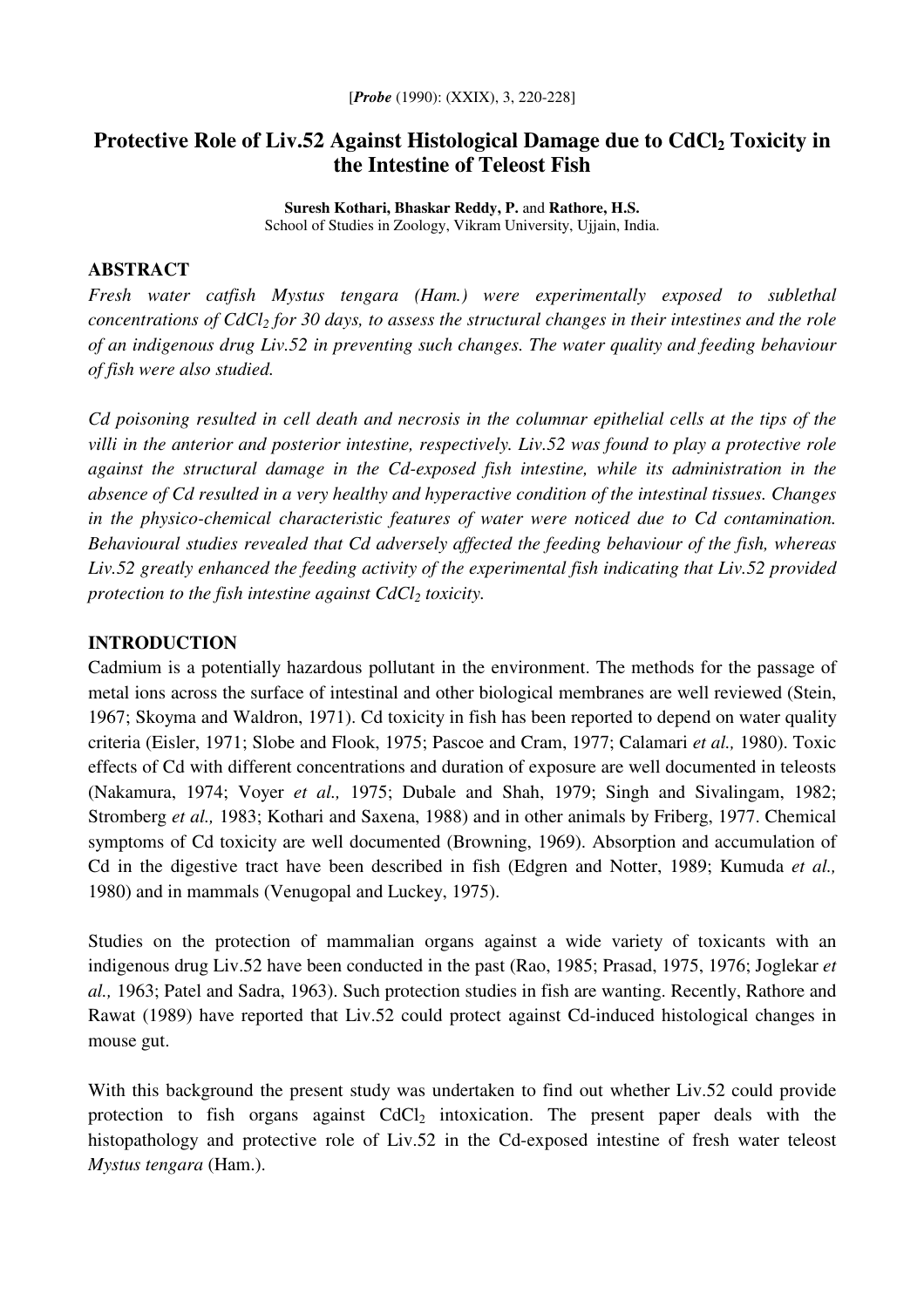# Protective Role of Liv.52 Against Histological Damage due to $CdCl_2$ Toxicity in the Intestine of Teleost Fish

**Suresh Kothari, Bhaskar Reddy, P.** and **Rathore, H.S.**
School of Studies in Zoology, Vikram University, Ujjain, India.

## ABSTRACT

*Fresh water catfish Mystus tengara (Ham.) were experimentally exposed to sublethal concentrations of $CdCl_2$ for 30 days, to assess the structural changes in their intestines and the role of an indigenous drug Liv.52 in preventing such changes. The water quality and feeding behaviour of fish were also studied.*

*Cd poisoning resulted in cell death and necrosis in the columnar epithelial cells at the tips of the villi in the anterior and posterior intestine, respectively. Liv.52 was found to play a protective role against the structural damage in the Cd-exposed fish intestine, while its administration in the absence of Cd resulted in a very healthy and hyperactive condition of the intestinal tissues. Changes in the physico-chemical characteristic features of water were noticed due to Cd contamination. Behavioural studies revealed that Cd adversely affected the feeding behaviour of the fish, whereas Liv.52 greatly enhanced the feeding activity of the experimental fish indicating that Liv.52 provided protection to the fish intestine against $CdCl_2$ toxicity.*

## INTRODUCTION

Cadmium is a potentially hazardous pollutant in the environment. The methods for the passage of metal ions across the surface of intestinal and other biological membranes are well reviewed (Stein, 1967; Skoyma and Waldron, 1971). Cd toxicity in fish has been reported to depend on water quality criteria (Eisler, 1971; Slobe and Flook, 1975; Pascoe and Cram, 1977; Calamari *et al.,* 1980). Toxic effects of Cd with different concentrations and duration of exposure are well documented in teleosts (Nakamura, 1974; Voyer *et al.,* 1975; Dubale and Shah, 1979; Singh and Sivalingam, 1982; Stromberg *et al.,* 1983; Kothari and Saxena, 1988) and in other animals by Friberg, 1977. Chemical symptoms of Cd toxicity are well documented (Browning, 1969). Absorption and accumulation of Cd in the digestive tract have been described in fish (Edgren and Notter, 1989; Kumuda *et al.,* 1980) and in mammals (Venugopal and Luckey, 1975).

Studies on the protection of mammalian organs against a wide variety of toxicants with an indigenous drug Liv.52 have been conducted in the past (Rao, 1985; Prasad, 1975, 1976; Joglekar *et al.,* 1963; Patel and Sadra, 1963). Such protection studies in fish are wanting. Recently, Rathore and Rawat (1989) have reported that Liv.52 could protect against Cd-induced histological changes in mouse gut.

With this background the present study was undertaken to find out whether Liv.52 could provide protection to fish organs against $CdCl_2$ intoxication. The present paper deals with the histopathology and protective role of Liv.52 in the Cd-exposed intestine of fresh water teleost *Mystus tengara* (Ham.).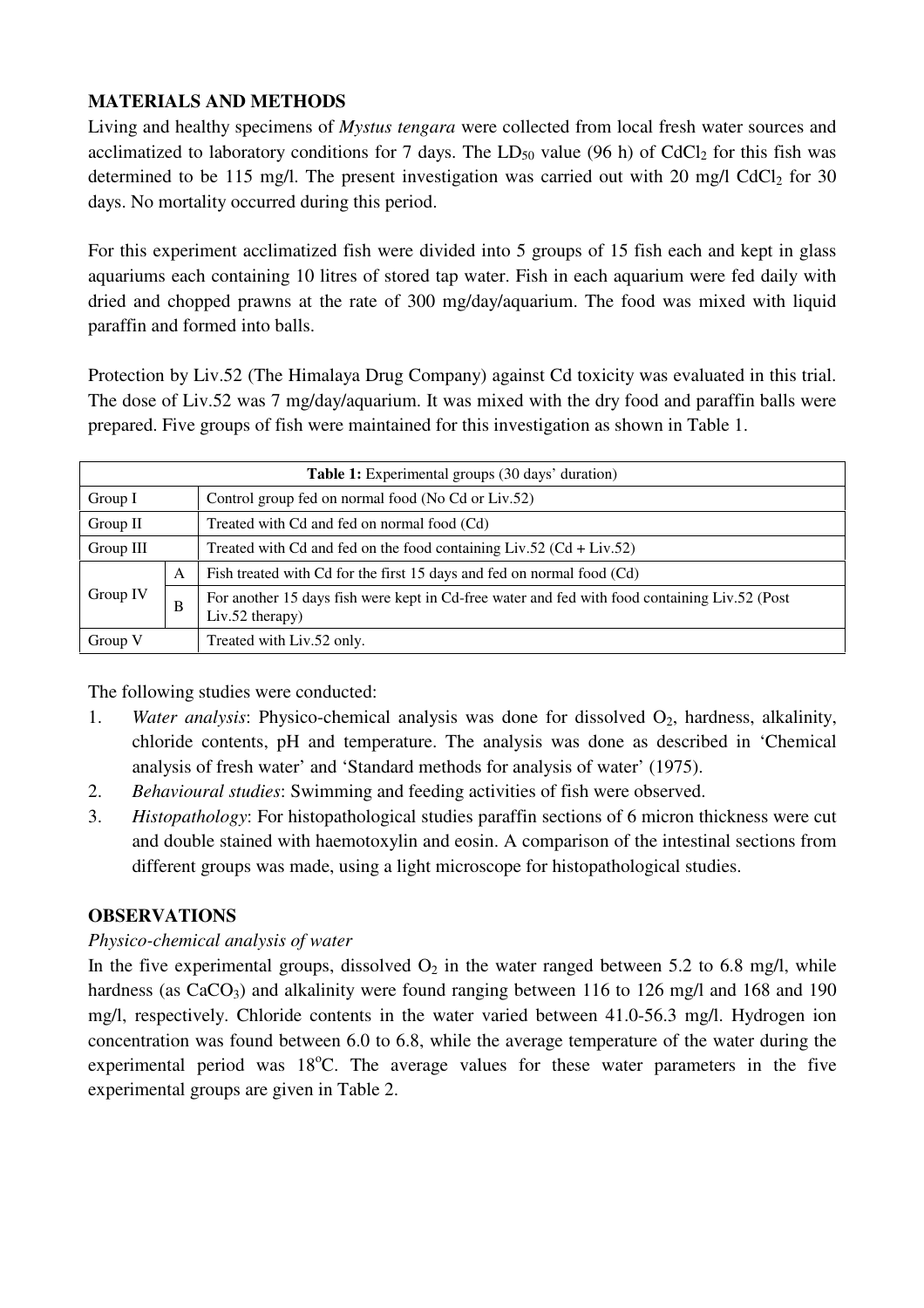## MATERIALS AND METHODS

Living and healthy specimens of *Mystus tengara* were collected from local fresh water sources and acclimatized to laboratory conditions for 7 days. The $LD_{50}$ value (96 h) of $CdCl_2$ for this fish was determined to be 115 mg/l. The present investigation was carried out with 20 mg/l $CdCl_2$ for 30 days. No mortality occurred during this period.

For this experiment acclimatized fish were divided into 5 groups of 15 fish each and kept in glass aquariums each containing 10 litres of stored tap water. Fish in each aquarium were fed daily with dried and chopped prawns at the rate of 300 mg/day/aquarium. The food was mixed with liquid paraffin and formed into balls.

Protection by Liv.52 (The Himalaya Drug Company) against Cd toxicity was evaluated in this trial. The dose of Liv.52 was 7 mg/day/aquarium. It was mixed with the dry food and paraffin balls were prepared. Five groups of fish were maintained for this investigation as shown in Table 1.

| **Table 1:** Experimental groups (30 days' duration) | | |
|---|---|---|
| Group I | | Control group fed on normal food (No Cd or Liv.52) |
| Group II | | Treated with Cd and fed on normal food (Cd) |
| Group III | | Treated with Cd and fed on the food containing Liv.52 (Cd + Liv.52) |
| Group IV | A | Fish treated with Cd for the first 15 days and fed on normal food (Cd) |
| | B | For another 15 days fish were kept in Cd-free water and fed with food containing Liv.52 (Post Liv.52 therapy) |
| Group V | | Treated with Liv.52 only. |

The following studies were conducted:

1. *Water analysis*: Physico-chemical analysis was done for dissolved $O_2$, hardness, alkalinity, chloride contents, pH and temperature. The analysis was done as described in 'Chemical analysis of fresh water' and 'Standard methods for analysis of water' (1975).
2. *Behavioural studies*: Swimming and feeding activities of fish were observed.
3. *Histopathology*: For histopathological studies paraffin sections of 6 micron thickness were cut and double stained with haemotoxylin and eosin. A comparison of the intestinal sections from different groups was made, using a light microscope for histopathological studies.

## OBSERVATIONS

### *Physico-chemical analysis of water*

In the five experimental groups, dissolved $O_2$ in the water ranged between 5.2 to 6.8 mg/l, while hardness (as $CaCO_3$) and alkalinity were found ranging between 116 to 126 mg/l and 168 and 190 mg/l, respectively. Chloride contents in the water varied between 41.0-56.3 mg/l. Hydrogen ion concentration was found between 6.0 to 6.8, while the average temperature of the water during the experimental period was 18$^{o}$C. The average values for these water parameters in the five experimental groups are given in Table 2.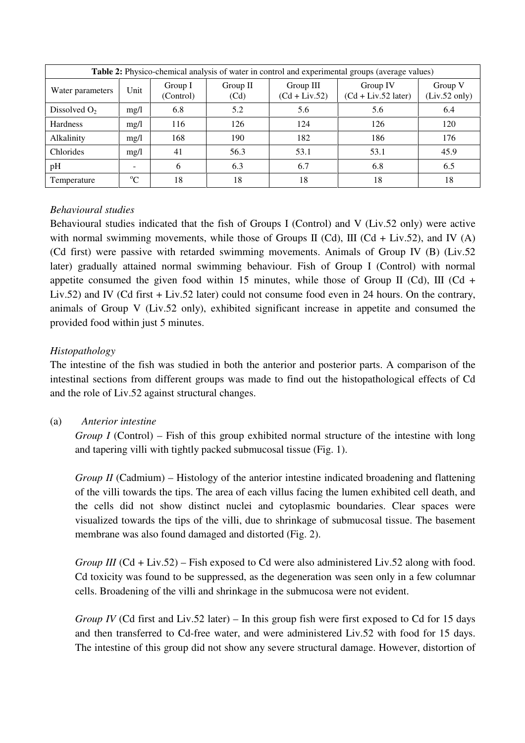**Table 2:** Physico-chemical analysis of water in control and experimental groups (average values)

| Water parameters | Unit | Group I (Control) | Group II (Cd) | Group III (Cd + Liv.52) | Group IV (Cd + Liv.52 later) | Group V (Liv.52 only) |
|---|---|---|---|---|---|---|
| Dissolved $O_2$ | mg/l | 6.8 | 5.2 | 5.6 | 5.6 | 6.4 |
| Hardness | mg/l | 116 | 126 | 124 | 126 | 120 |
| Alkalinity | mg/l | 168 | 190 | 182 | 186 | 176 |
| Chlorides | mg/l | 41 | 56.3 | 53.1 | 53.1 | 45.9 |
| pH | - | 6 | 6.3 | 6.7 | 6.8 | 6.5 |
| Temperature | $^{o}C$ | 18 | 18 | 18 | 18 | 18 |

*Behavioural studies*

Behavioural studies indicated that the fish of Groups I (Control) and V (Liv.52 only) were active with normal swimming movements, while those of Groups II (Cd), III (Cd + Liv.52), and IV (A) (Cd first) were passive with retarded swimming movements. Animals of Group IV (B) (Liv.52 later) gradually attained normal swimming behaviour. Fish of Group I (Control) with normal appetite consumed the given food within 15 minutes, while those of Group II (Cd), III (Cd + Liv.52) and IV (Cd first + Liv.52 later) could not consume food even in 24 hours. On the contrary, animals of Group V (Liv.52 only), exhibited significant increase in appetite and consumed the provided food within just 5 minutes.

*Histopathology*

The intestine of the fish was studied in both the anterior and posterior parts. A comparison of the intestinal sections from different groups was made to find out the histopathological effects of Cd and the role of Liv.52 against structural changes.

(a) *Anterior intestine*

*Group I* (Control) – Fish of this group exhibited normal structure of the intestine with long and tapering villi with tightly packed submucosal tissue (Fig. 1).

*Group II* (Cadmium) – Histology of the anterior intestine indicated broadening and flattening of the villi towards the tips. The area of each villus facing the lumen exhibited cell death, and the cells did not show distinct nuclei and cytoplasmic boundaries. Clear spaces were visualized towards the tips of the villi, due to shrinkage of submucosal tissue. The basement membrane was also found damaged and distorted (Fig. 2).

*Group III* (Cd + Liv.52) – Fish exposed to Cd were also administered Liv.52 along with food. Cd toxicity was found to be suppressed, as the degeneration was seen only in a few columnar cells. Broadening of the villi and shrinkage in the submucosa were not evident.

*Group IV* (Cd first and Liv.52 later) – In this group fish were first exposed to Cd for 15 days and then transferred to Cd-free water, and were administered Liv.52 with food for 15 days. The intestine of this group did not show any severe structural damage. However, distortion of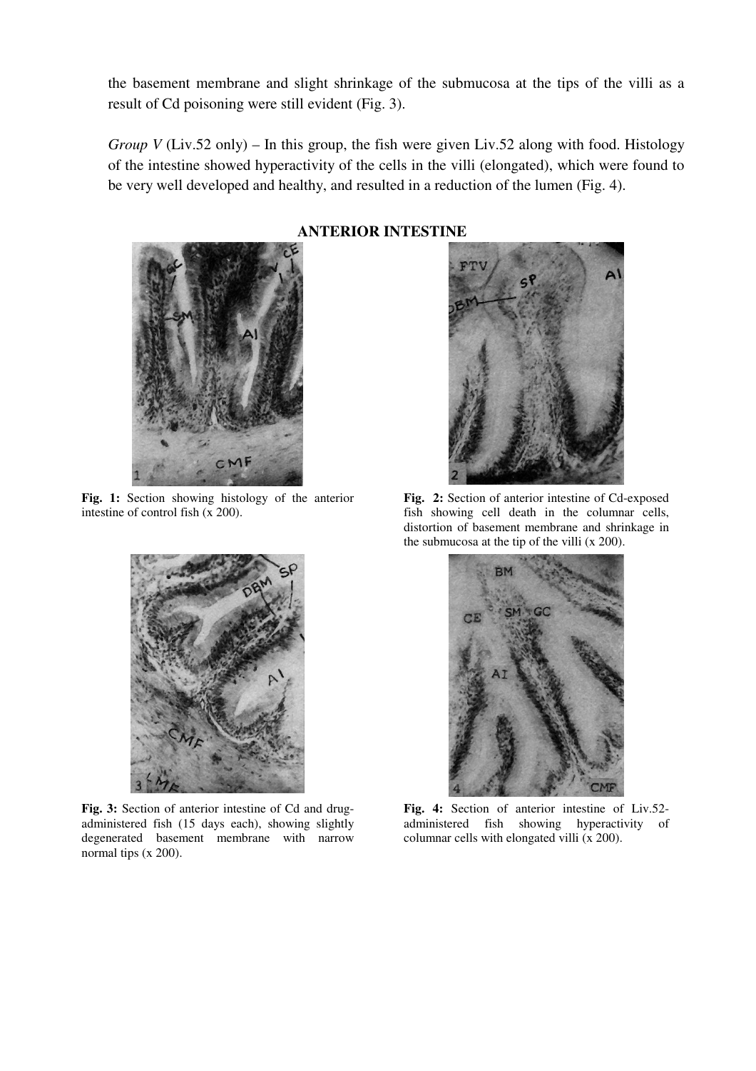the basement membrane and slight shrinkage of the submucosa at the tips of the villi as a result of Cd poisoning were still evident (Fig. 3).

*Group V* (Liv.52 only) – In this group, the fish were given Liv.52 along with food. Histology of the intestine showed hyperactivity of the cells in the villi (elongated), which were found to be very well developed and healthy, and resulted in a reduction of the lumen (Fig. 4).

**ANTERIOR INTESTINE**

**Fig. 1:** Section showing histology of the anterior intestine of control fish (x 200).

**Fig. 2:** Section of anterior intestine of Cd-exposed fish showing cell death in the columnar cells, distortion of basement membrane and shrinkage in the submucosa at the tip of the villi (x 200).

**Fig. 3:** Section of anterior intestine of Cd and drug-administered fish (15 days each), showing slightly degenerated basement membrane with narrow normal tips (x 200).

**Fig. 4:** Section of anterior intestine of Liv.52-administered fish showing hyperactivity of columnar cells with elongated villi (x 200).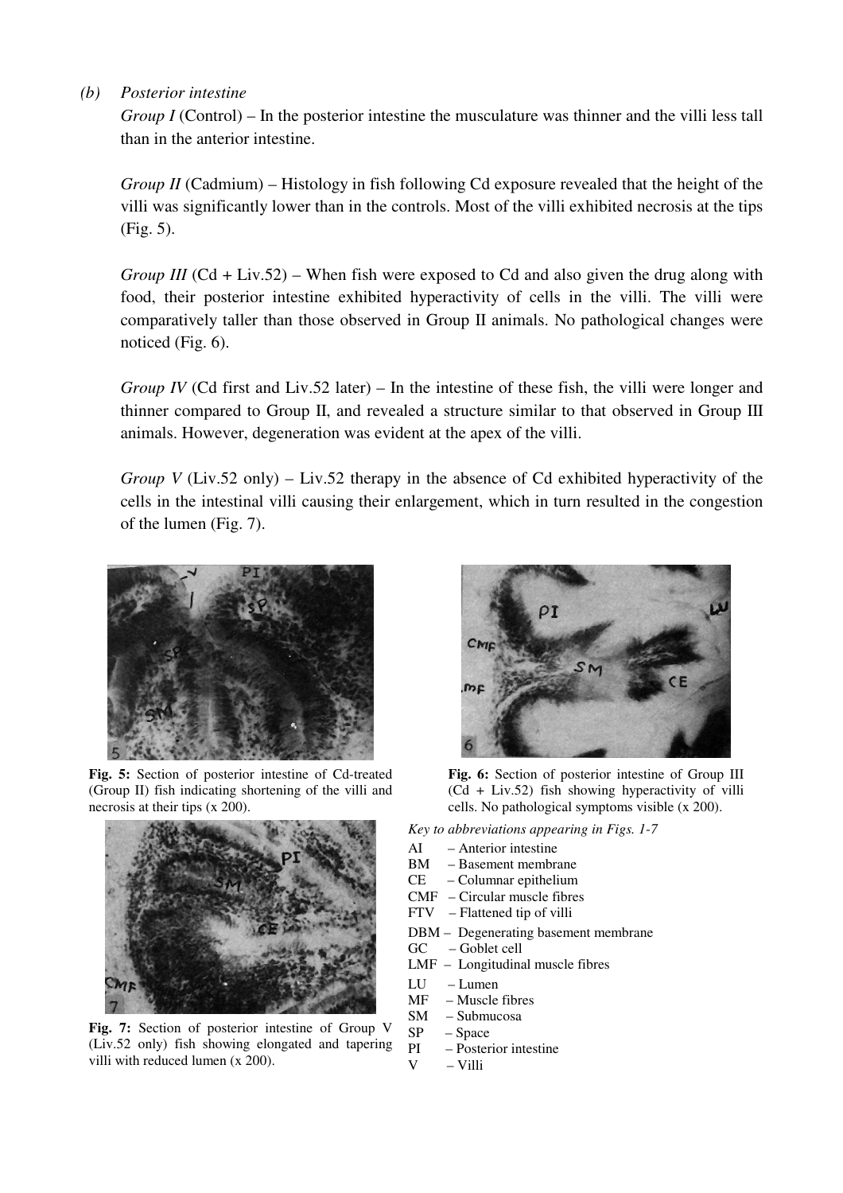*(b) Posterior intestine*

*Group I* (Control) – In the posterior intestine the musculature was thinner and the villi less tall than in the anterior intestine.

*Group II* (Cadmium) – Histology in fish following Cd exposure revealed that the height of the villi was significantly lower than in the controls. Most of the villi exhibited necrosis at the tips (Fig. 5).

*Group III* (Cd + Liv.52) – When fish were exposed to Cd and also given the drug along with food, their posterior intestine exhibited hyperactivity of cells in the villi. The villi were comparatively taller than those observed in Group II animals. No pathological changes were noticed (Fig. 6).

*Group IV* (Cd first and Liv.52 later) – In the intestine of these fish, the villi were longer and thinner compared to Group II, and revealed a structure similar to that observed in Group III animals. However, degeneration was evident at the apex of the villi.

*Group V* (Liv.52 only) – Liv.52 therapy in the absence of Cd exhibited hyperactivity of the cells in the intestinal villi causing their enlargement, which in turn resulted in the congestion of the lumen (Fig. 7).

**Fig. 5:** Section of posterior intestine of Cd-treated (Group II) fish indicating shortening of the villi and necrosis at their tips (x 200).

**Fig. 6:** Section of posterior intestine of Group III (Cd + Liv.52) fish showing hyperactivity of villi cells. No pathological symptoms visible (x 200).

**Fig. 7:** Section of posterior intestine of Group V (Liv.52 only) fish showing elongated and tapering villi with reduced lumen (x 200).

*Key to abbreviations appearing in Figs. 1-7*

- AI – Anterior intestine
- BM – Basement membrane
- CE – Columnar epithelium
- CMF – Circular muscle fibres
- FTV – Flattened tip of villi
- DBM – Degenerating basement membrane
- GC – Goblet cell
- LMF – Longitudinal muscle fibres
- LU – Lumen
- MF – Muscle fibres
- SM – Submucosa
- SP – Space
- PI – Posterior intestine
- V – Villi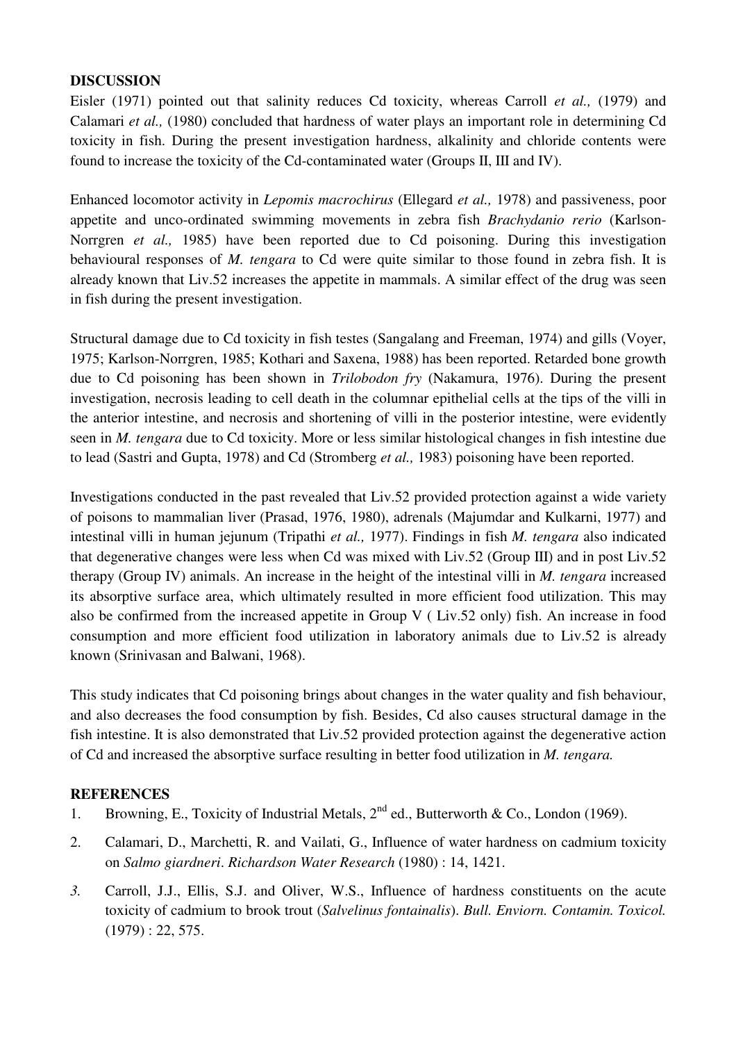## DISCUSSION

Eisler (1971) pointed out that salinity reduces Cd toxicity, whereas Carroll *et al.,* (1979) and Calamari *et al.,* (1980) concluded that hardness of water plays an important role in determining Cd toxicity in fish. During the present investigation hardness, alkalinity and chloride contents were found to increase the toxicity of the Cd-contaminated water (Groups II, III and IV).

Enhanced locomotor activity in *Lepomis macrochirus* (Ellegard *et al.,* 1978) and passiveness, poor appetite and unco-ordinated swimming movements in zebra fish *Brachydanio rerio* (Karlson-Norrgren *et al.,* 1985) have been reported due to Cd poisoning. During this investigation behavioural responses of *M. tengara* to Cd were quite similar to those found in zebra fish. It is already known that Liv.52 increases the appetite in mammals. A similar effect of the drug was seen in fish during the present investigation.

Structural damage due to Cd toxicity in fish testes (Sangalang and Freeman, 1974) and gills (Voyer, 1975; Karlson-Norrgren, 1985; Kothari and Saxena, 1988) has been reported. Retarded bone growth due to Cd poisoning has been shown in *Trilobodon fry* (Nakamura, 1976). During the present investigation, necrosis leading to cell death in the columnar epithelial cells at the tips of the villi in the anterior intestine, and necrosis and shortening of villi in the posterior intestine, were evidently seen in *M. tengara* due to Cd toxicity. More or less similar histological changes in fish intestine due to lead (Sastri and Gupta, 1978) and Cd (Stromberg *et al.,* 1983) poisoning have been reported.

Investigations conducted in the past revealed that Liv.52 provided protection against a wide variety of poisons to mammalian liver (Prasad, 1976, 1980), adrenals (Majumdar and Kulkarni, 1977) and intestinal villi in human jejunum (Tripathi *et al.,* 1977). Findings in fish *M. tengara* also indicated that degenerative changes were less when Cd was mixed with Liv.52 (Group III) and in post Liv.52 therapy (Group IV) animals. An increase in the height of the intestinal villi in *M. tengara* increased its absorptive surface area, which ultimately resulted in more efficient food utilization. This may also be confirmed from the increased appetite in Group V ( Liv.52 only) fish. An increase in food consumption and more efficient food utilization in laboratory animals due to Liv.52 is already known (Srinivasan and Balwani, 1968).

This study indicates that Cd poisoning brings about changes in the water quality and fish behaviour, and also decreases the food consumption by fish. Besides, Cd also causes structural damage in the fish intestine. It is also demonstrated that Liv.52 provided protection against the degenerative action of Cd and increased the absorptive surface resulting in better food utilization in *M. tengara.*

## REFERENCES

1. Browning, E., Toxicity of Industrial Metals, 2nd ed., Butterworth & Co., London (1969).
2. Calamari, D., Marchetti, R. and Vailati, G., Influence of water hardness on cadmium toxicity on *Salmo giardneri*. *Richardson Water Research* (1980) : 14, 1421.
3. Carroll, J.J., Ellis, S.J. and Oliver, W.S., Influence of hardness constituents on the acute toxicity of cadmium to brook trout (*Salvelinus fontainalis*). *Bull. Enviorn. Contamin. Toxicol.* (1979) : 22, 575.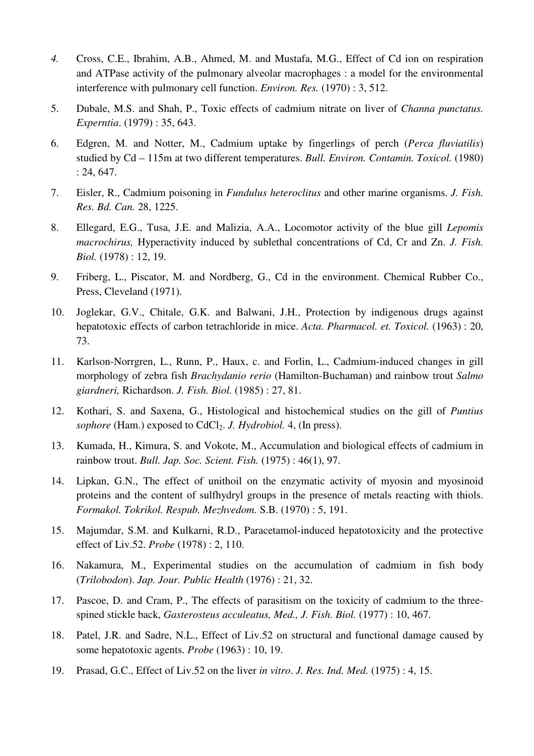4. Cross, C.E., Ibrahim, A.B., Ahmed, M. and Mustafa, M.G., Effect of Cd ion on respiration and ATPase activity of the pulmonary alveolar macrophages : a model for the environmental interference with pulmonary cell function. *Environ. Res.* (1970) : 3, 512.

5. Dubale, M.S. and Shah, P., Toxic effects of cadmium nitrate on liver of *Channa punctatus. Experntia*. (1979) : 35, 643.

6. Edgren, M. and Notter, M., Cadmium uptake by fingerlings of perch (*Perca fluviatilis*) studied by Cd – 115m at two different temperatures. *Bull. Environ. Contamin. Toxicol.* (1980) : 24, 647.

7. Eisler, R., Cadmium poisoning in *Fundulus heteroclitus* and other marine organisms. *J. Fish. Res. Bd. Can.* 28, 1225.

8. Ellegard, E.G., Tusa, J.E. and Malizia, A.A., Locomotor activity of the blue gill *Lepomis macrochirus,* Hyperactivity induced by sublethal concentrations of Cd, Cr and Zn. *J. Fish. Biol.* (1978) : 12, 19.

9. Friberg, L., Piscator, M. and Nordberg, G., Cd in the environment. Chemical Rubber Co., Press, Cleveland (1971).

10. Joglekar, G.V., Chitale, G.K. and Balwani, J.H., Protection by indigenous drugs against hepatotoxic effects of carbon tetrachloride in mice. *Acta. Pharmacol. et. Toxicol.* (1963) : 20, 73.

11. Karlson-Norrgren, L., Runn, P., Haux, c. and Forlin, L., Cadmium-induced changes in gill morphology of zebra fish *Brachydanio rerio* (Hamilton-Buchaman) and rainbow trout *Salmo giardneri,* Richardson. *J. Fish. Biol.* (1985) : 27, 81.

12. Kothari, S. and Saxena, G., Histological and histochemical studies on the gill of *Puntius sophore* (Ham.) exposed to $CdCl_2$. *J. Hydrobiol.* 4, (In press).

13. Kumada, H., Kimura, S. and Vokote, M., Accumulation and biological effects of cadmium in rainbow trout. *Bull. Jap. Soc. Scient. Fish.* (1975) : 46(1), 97.

14. Lipkan, G.N., The effect of unithoil on the enzymatic activity of myosin and myosinoid proteins and the content of sulfhydryl groups in the presence of metals reacting with thiols. *Formakol. Tokrikol. Respub. Mezhvedom.* S.B. (1970) : 5, 191.

15. Majumdar, S.M. and Kulkarni, R.D., Paracetamol-induced hepatotoxicity and the protective effect of Liv.52. *Probe* (1978) : 2, 110.

16. Nakamura, M., Experimental studies on the accumulation of cadmium in fish body (*Trilobodon*). *Jap. Jour. Public Health* (1976) : 21, 32.

17. Pascoe, D. and Cram, P., The effects of parasitism on the toxicity of cadmium to the three-spined stickle back, *Gasterosteus acculeatus, Med., J. Fish. Biol.* (1977) : 10, 467.

18. Patel, J.R. and Sadre, N.L., Effect of Liv.52 on structural and functional damage caused by some hepatotoxic agents. *Probe* (1963) : 10, 19.

19. Prasad, G.C., Effect of Liv.52 on the liver *in vitro*. *J. Res. Ind. Med.* (1975) : 4, 15.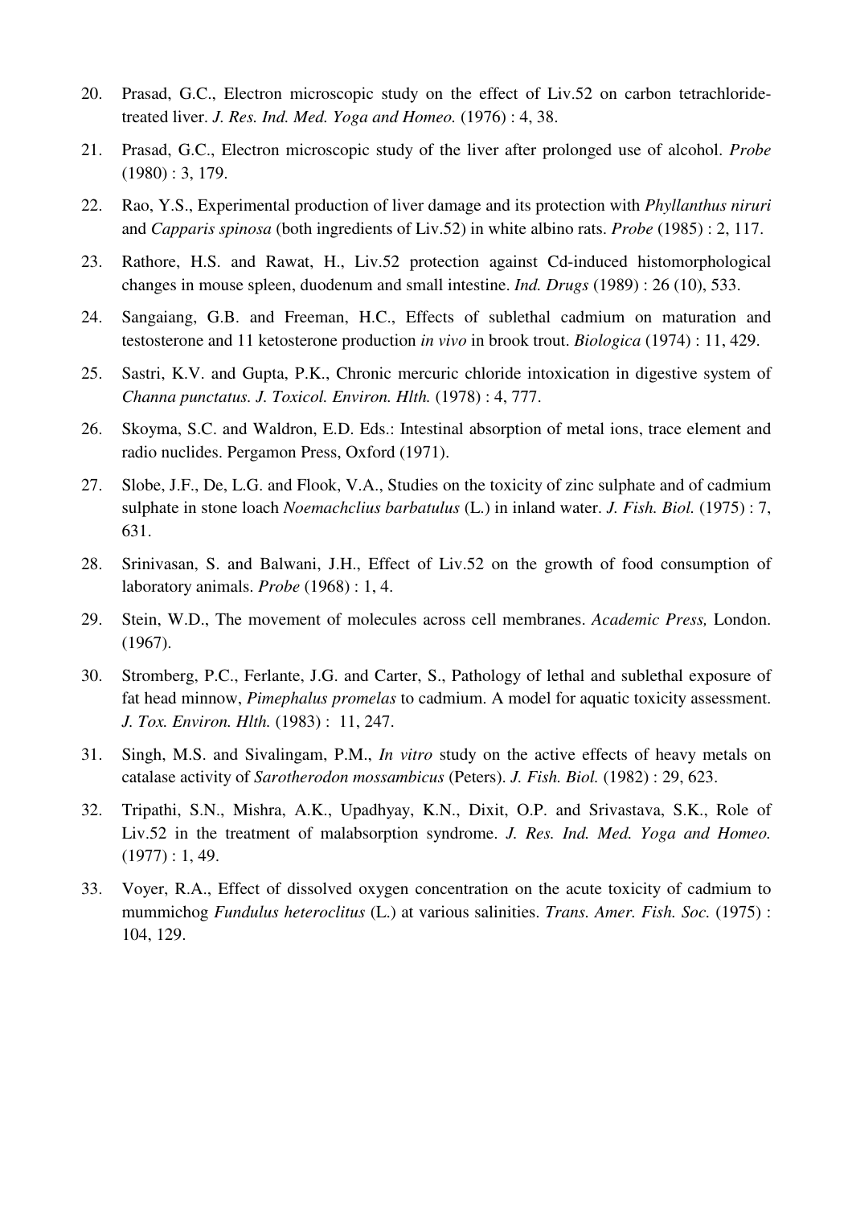20. Prasad, G.C., Electron microscopic study on the effect of Liv.52 on carbon tetrachloride-treated liver. *J. Res. Ind. Med. Yoga and Homeo.* (1976) : 4, 38.

21. Prasad, G.C., Electron microscopic study of the liver after prolonged use of alcohol. *Probe* (1980) : 3, 179.

22. Rao, Y.S., Experimental production of liver damage and its protection with *Phyllanthus niruri* and *Capparis spinosa* (both ingredients of Liv.52) in white albino rats. *Probe* (1985) : 2, 117.

23. Rathore, H.S. and Rawat, H., Liv.52 protection against Cd-induced histomorphological changes in mouse spleen, duodenum and small intestine. *Ind. Drugs* (1989) : 26 (10), 533.

24. Sangaiang, G.B. and Freeman, H.C., Effects of sublethal cadmium on maturation and testosterone and 11 ketosterone production *in vivo* in brook trout. *Biologica* (1974) : 11, 429.

25. Sastri, K.V. and Gupta, P.K., Chronic mercuric chloride intoxication in digestive system of *Channa punctatus. J. Toxicol. Environ. Hlth.* (1978) : 4, 777.

26. Skoyma, S.C. and Waldron, E.D. Eds.: Intestinal absorption of metal ions, trace element and radio nuclides. Pergamon Press, Oxford (1971).

27. Slobe, J.F., De, L.G. and Flook, V.A., Studies on the toxicity of zinc sulphate and of cadmium sulphate in stone loach *Noemachclius barbatulus* (L.) in inland water. *J. Fish. Biol.* (1975) : 7, 631.

28. Srinivasan, S. and Balwani, J.H., Effect of Liv.52 on the growth of food consumption of laboratory animals. *Probe* (1968) : 1, 4.

29. Stein, W.D., The movement of molecules across cell membranes. *Academic Press,* London. (1967).

30. Stromberg, P.C., Ferlante, J.G. and Carter, S., Pathology of lethal and sublethal exposure of fat head minnow, *Pimephalus promelas* to cadmium. A model for aquatic toxicity assessment. *J. Tox. Environ. Hlth.* (1983) : 11, 247.

31. Singh, M.S. and Sivalingam, P.M., *In vitro* study on the active effects of heavy metals on catalase activity of *Sarotherodon mossambicus* (Peters). *J. Fish. Biol.* (1982) : 29, 623.

32. Tripathi, S.N., Mishra, A.K., Upadhyay, K.N., Dixit, O.P. and Srivastava, S.K., Role of Liv.52 in the treatment of malabsorption syndrome. *J. Res. Ind. Med. Yoga and Homeo.* (1977) : 1, 49.

33. Voyer, R.A., Effect of dissolved oxygen concentration on the acute toxicity of cadmium to mummichog *Fundulus heteroclitus* (L.) at various salinities. *Trans. Amer. Fish. Soc.* (1975) : 104, 129.